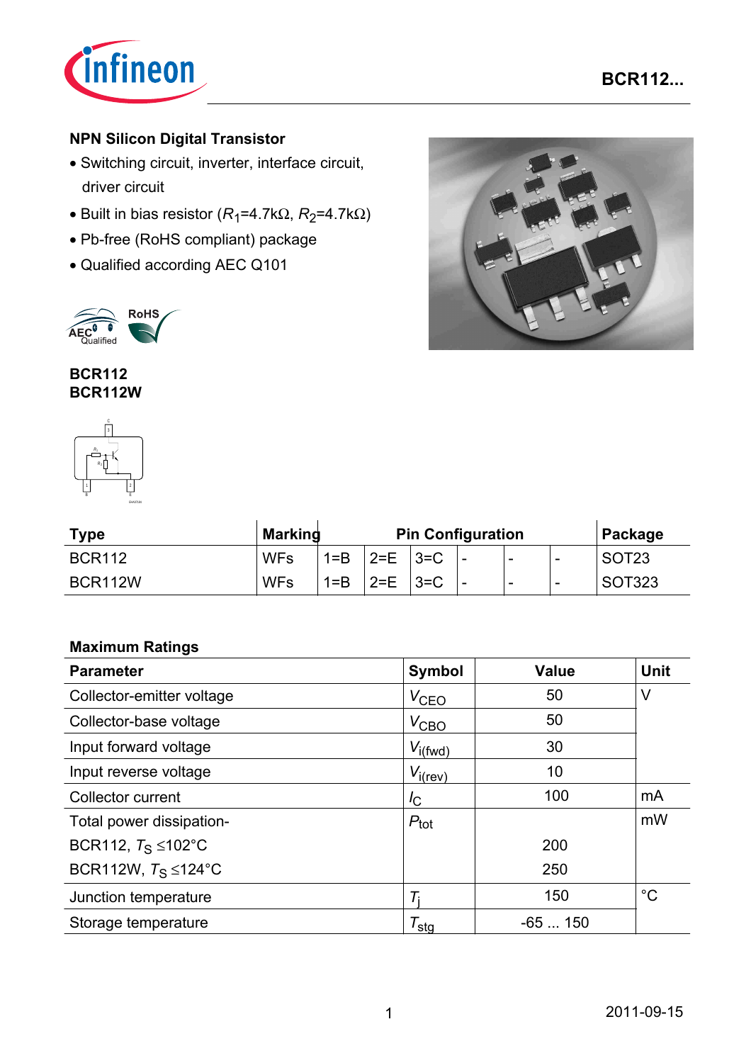# NPN Silicon Digital Transistor

- Switching circuit, inverter, interface circuit, driver circuit
- Built in bias resistor ($R_1$=4.7kΩ, $R_2$=4.7kΩ)
- Pb-free (RoHS compliant) package
- Qualified according AEC Q101

**BCR112**
**BCR112W**

| Type | Marking | Pin Configuration | | | | | | Package |
|---|---|---|---|---|---|---|---|---|
| BCR112 | WFs | 1=B | 2=E | 3=C | - | - | - | SOT23 |
| BCR112W | WFs | 1=B | 2=E | 3=C | - | - | - | SOT323 |

## Maximum Ratings

| Parameter | Symbol | Value | Unit |
|---|---|---|---|
| Collector-emitter voltage | $V_{CEO}$ | 50 | V |
| Collector-base voltage | $V_{CBO}$ | 50 | |
| Input forward voltage | $V_{i(fwd)}$ | 30 | |
| Input reverse voltage | $V_{i(rev)}$ | 10 | |
| Collector current | $I_C$ | 100 | mA |
| Total power dissipation- | $P_{tot}$ | | mW |
| BCR112, $T_S \leq 102°C$ | | 200 | |
| BCR112W, $T_S \leq 124°C$ | | 250 | |
| Junction temperature | $T_j$ | 150 | °C |
| Storage temperature | $T_{stg}$ | -65 ... 150 | |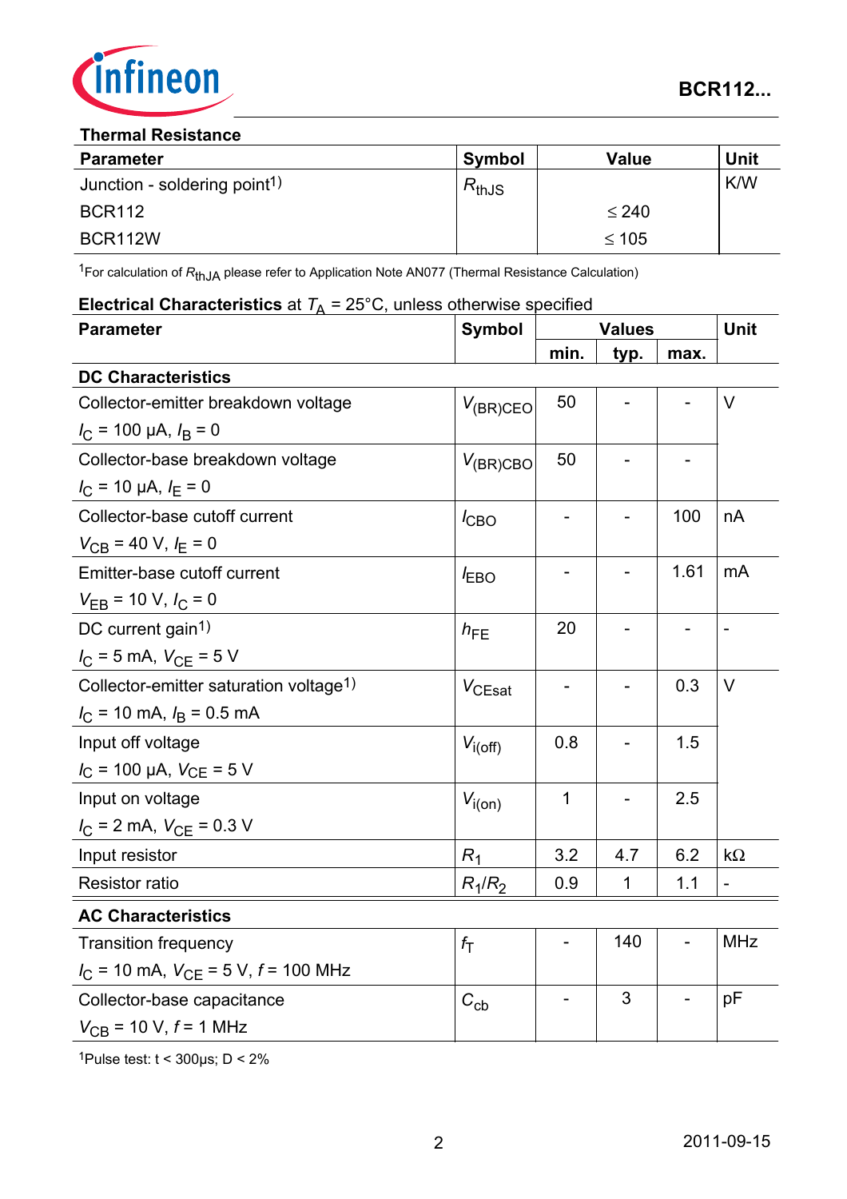## Thermal Resistance

| Parameter | Symbol | Value | Unit |
|---|---|---|---|
| Junction - soldering point[1] | $R_{thJS}$ | | K/W |
| BCR112 | | ≤ 240 | |
| BCR112W | | ≤ 105 | |

[1]For calculation of $R_{thJA}$ please refer to Application Note AN077 (Thermal Resistance Calculation)

## Electrical Characteristics at $T_A$ = 25°C, unless otherwise specified

| Parameter | Symbol | Values | | | Unit |
|---|---|---|---|---|---|
| | | min. | typ. | max. | |
| **DC Characteristics** | | | | | |
| Collector-emitter breakdown voltage<br>$I_C$ = 100 µA, $I_B$ = 0 | $V_{(BR)CEO}$ | 50 | - | - | V |
| Collector-base breakdown voltage<br>$I_C$ = 10 µA, $I_E$ = 0 | $V_{(BR)CBO}$ | 50 | - | - | |
| Collector-base cutoff current<br>$V_{CB}$ = 40 V, $I_E$ = 0 | $I_{CBO}$ | - | - | 100 | nA |
| Emitter-base cutoff current<br>$V_{EB}$ = 10 V, $I_C$ = 0 | $I_{EBO}$ | - | - | 1.61 | mA |
| DC current gain[1]<br>$I_C$ = 5 mA, $V_{CE}$ = 5 V | $h_{FE}$ | 20 | - | - | - |
| Collector-emitter saturation voltage[1]<br>$I_C$ = 10 mA, $I_B$ = 0.5 mA | $V_{CEsat}$ | - | - | 0.3 | V |
| Input off voltage<br>$I_C$ = 100 µA, $V_{CE}$ = 5 V | $V_{i(off)}$ | 0.8 | - | 1.5 | |
| Input on voltage<br>$I_C$ = 2 mA, $V_{CE}$ = 0.3 V | $V_{i(on)}$ | 1 | - | 2.5 | |
| Input resistor | $R_1$ | 3.2 | 4.7 | 6.2 | kΩ |
| Resistor ratio | $R_1/R_2$ | 0.9 | 1 | 1.1 | - |
| **AC Characteristics** | | | | | |
| Transition frequency<br>$I_C$ = 10 mA, $V_{CE}$ = 5 V, $f$ = 100 MHz | $f_T$ | - | 140 | - | MHz |
| Collector-base capacitance<br>$V_{CB}$ = 10 V, $f$ = 1 MHz | $C_{cb}$ | - | 3 | - | pF |

[1]Pulse test: t < 300µs; D < 2%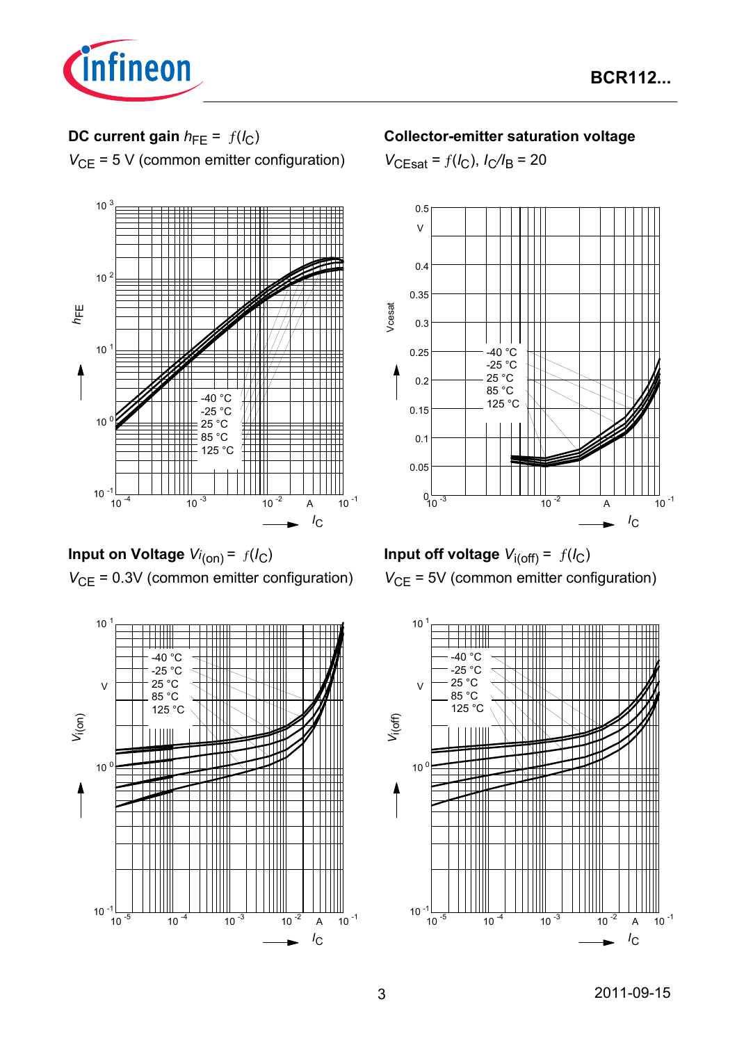**DC current gain** $h_{FE} = f(I_C)$

$V_{CE}$ = 5 V (common emitter configuration)

**Collector-emitter saturation voltage**

$V_{CEsat} = f(I_C)$, $I_C/I_B = 20$

**Input on Voltage** $V_{i(on)} = f(I_C)$

$V_{CE}$ = 0.3V (common emitter configuration)

**Input off voltage** $V_{i(off)} = f(I_C)$

$V_{CE}$ = 5V (common emitter configuration)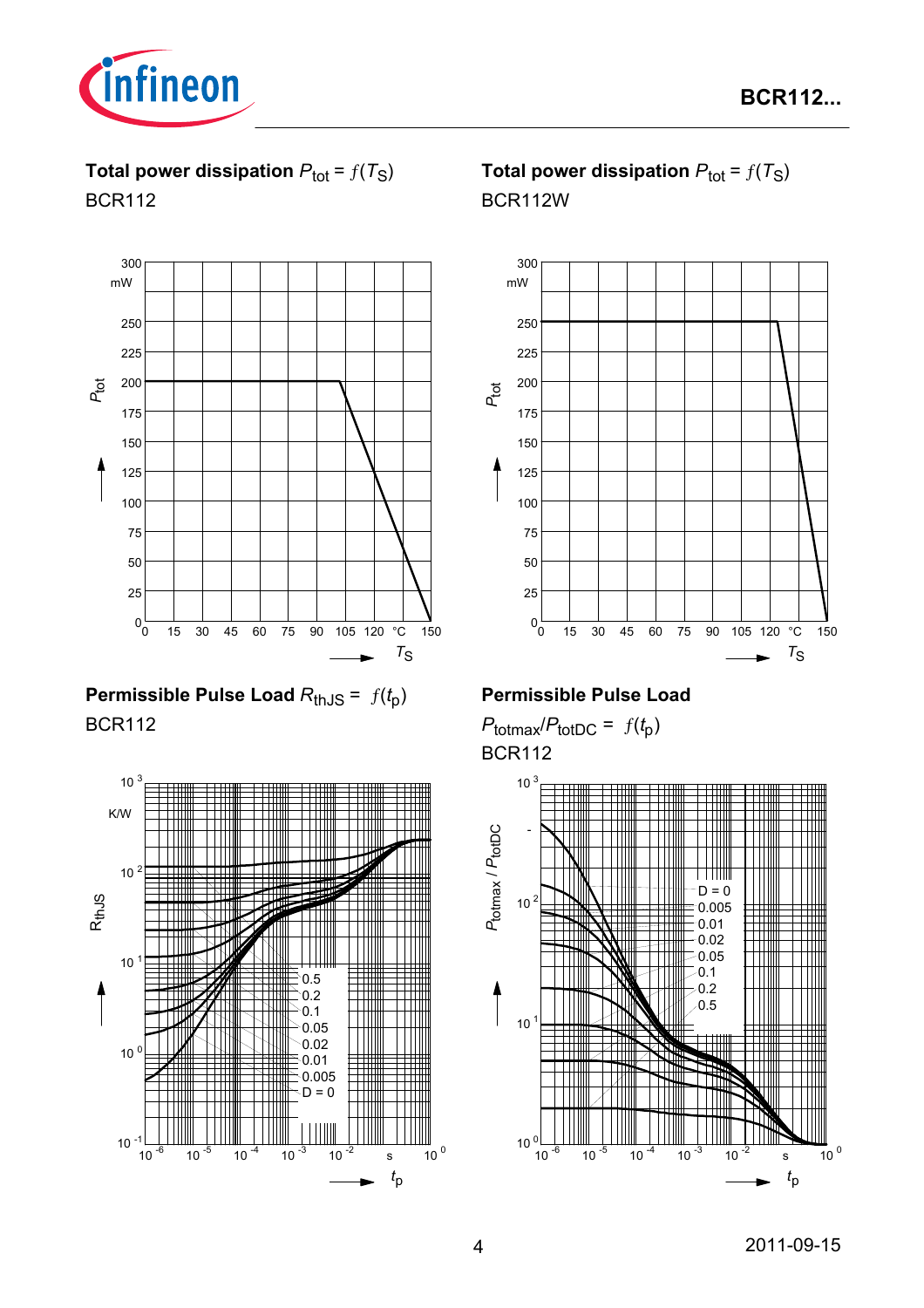### Total power dissipation $P_{tot} = f(T_S)$

BCR112

### Total power dissipation $P_{tot} = f(T_S)$

BCR112W

### Permissible Pulse Load $R_{thJS} = f(t_p)$

BCR112

### Permissible Pulse Load

$P_{totmax}/P_{totDC} = f(t_p)$

BCR112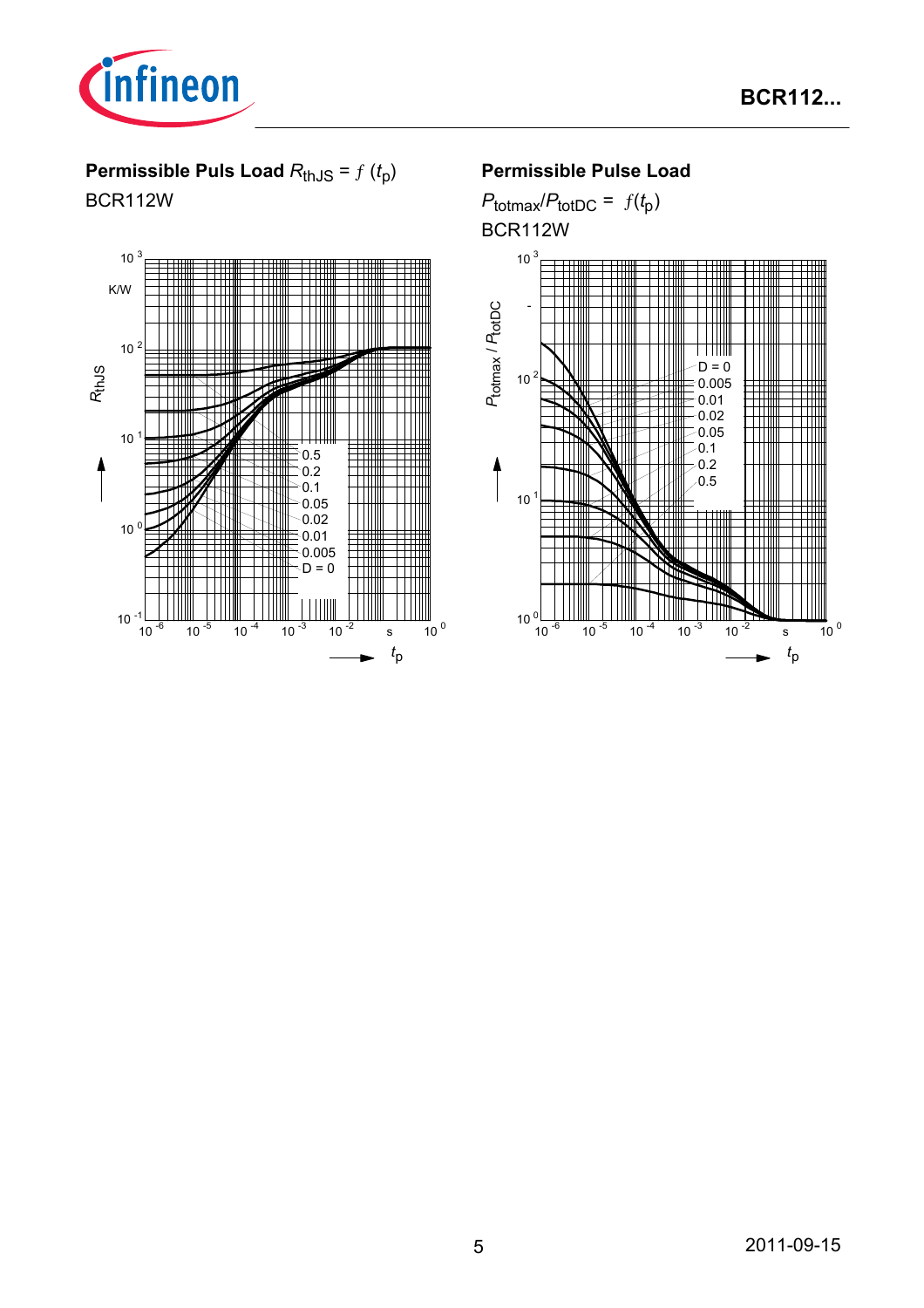**Permissible Puls Load** $R_{thJS} = f(t_p)$

BCR112W

$R_{thJS}$ (K/W) vs. $t_p$ (s); curves: 0.5, 0.2, 0.1, 0.05, 0.02, 0.01, 0.005, D = 0

**Permissible Pulse Load**

$P_{totmax}/P_{totDC} = f(t_p)$

BCR112W

$P_{totmax} / P_{totDC}$ (-) vs. $t_p$ (s); curves: D = 0, 0.005, 0.01, 0.02, 0.05, 0.1, 0.2, 0.5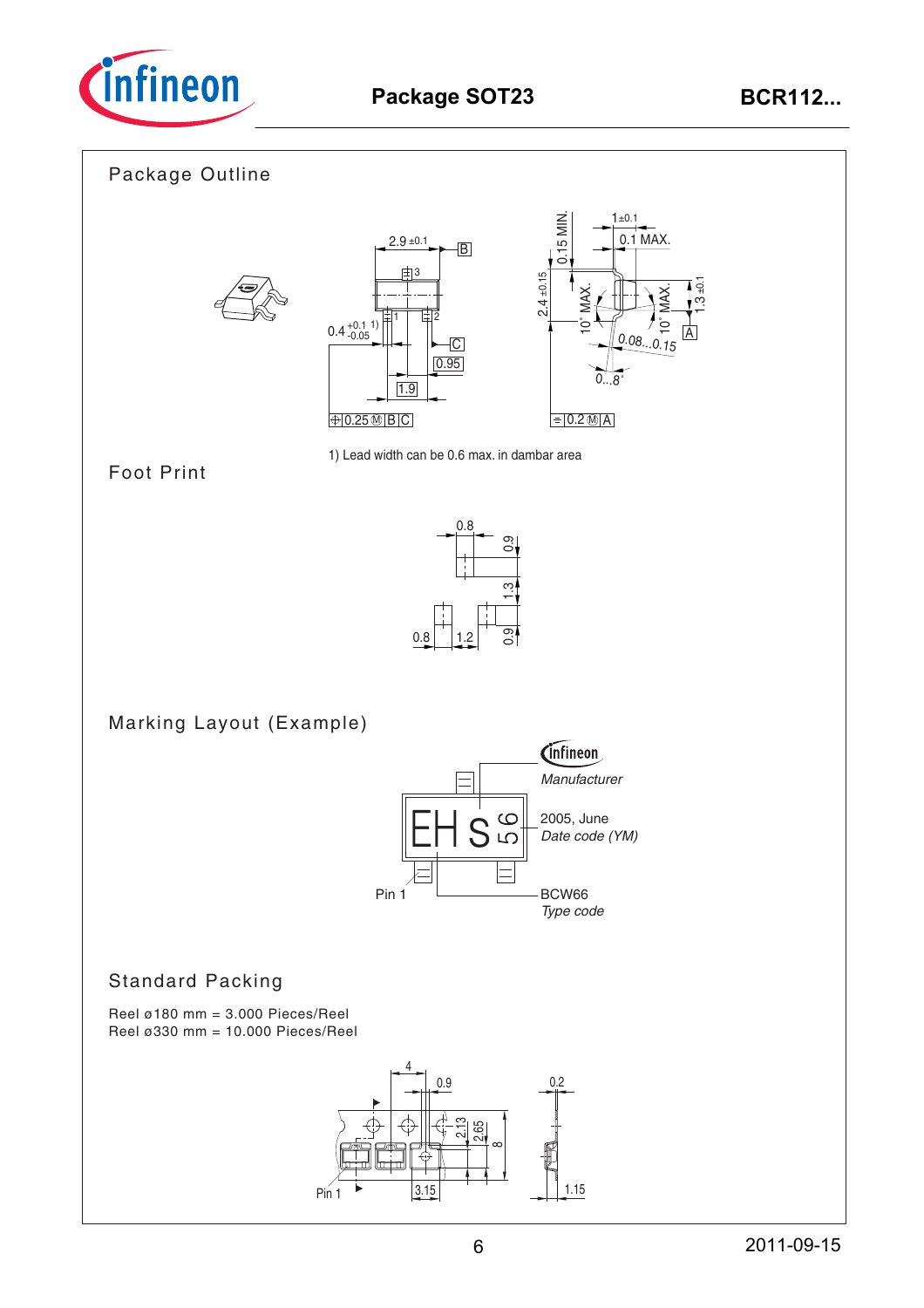# Package SOT23

## Package Outline

1) Lead width can be 0.6 max. in dambar area

## Foot Print

## Marking Layout (Example)

Manufacturer

2005, June
*Date code (YM)*

Pin 1

BCW66
*Type code*

## Standard Packing

Reel ø180 mm = 3.000 Pieces/Reel
Reel ø330 mm = 10.000 Pieces/Reel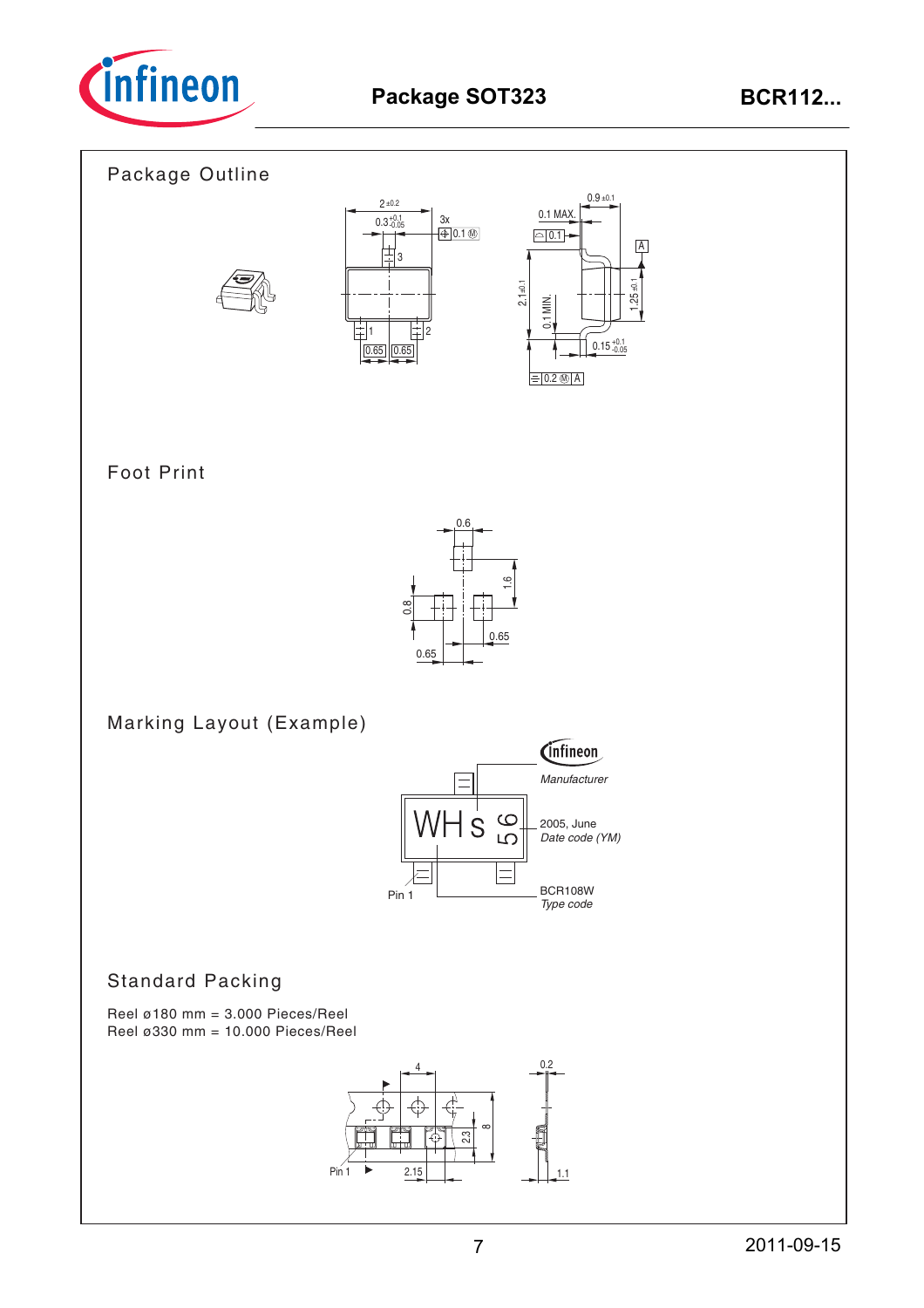## Package SOT323

### Package Outline

### Foot Print

### Marking Layout (Example)

Manufacturer

2005, June
*Date code (YM)*

BCR108W
*Type code*

Pin 1

### Standard Packing

Reel ø180 mm = 3.000 Pieces/Reel
Reel ø330 mm = 10.000 Pieces/Reel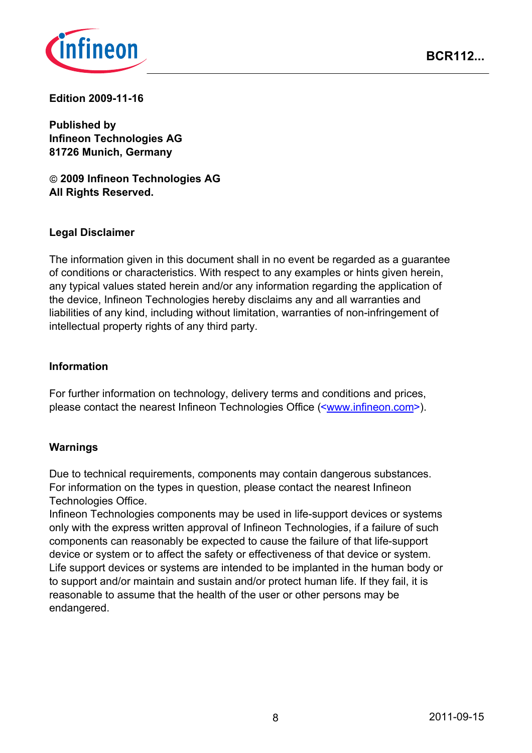**Edition 2009-11-16**

**Published by**
**Infineon Technologies AG**
**81726 Munich, Germany**

**© 2009 Infineon Technologies AG**
**All Rights Reserved.**

**Legal Disclaimer**

The information given in this document shall in no event be regarded as a guarantee of conditions or characteristics. With respect to any examples or hints given herein, any typical values stated herein and/or any information regarding the application of the device, Infineon Technologies hereby disclaims any and all warranties and liabilities of any kind, including without limitation, warranties of non-infringement of intellectual property rights of any third party.

**Information**

For further information on technology, delivery terms and conditions and prices, please contact the nearest Infineon Technologies Office (<www.infineon.com>).

**Warnings**

Due to technical requirements, components may contain dangerous substances. For information on the types in question, please contact the nearest Infineon Technologies Office.
Infineon Technologies components may be used in life-support devices or systems only with the express written approval of Infineon Technologies, if a failure of such components can reasonably be expected to cause the failure of that life-support device or system or to affect the safety or effectiveness of that device or system. Life support devices or systems are intended to be implanted in the human body or to support and/or maintain and sustain and/or protect human life. If they fail, it is reasonable to assume that the health of the user or other persons may be endangered.